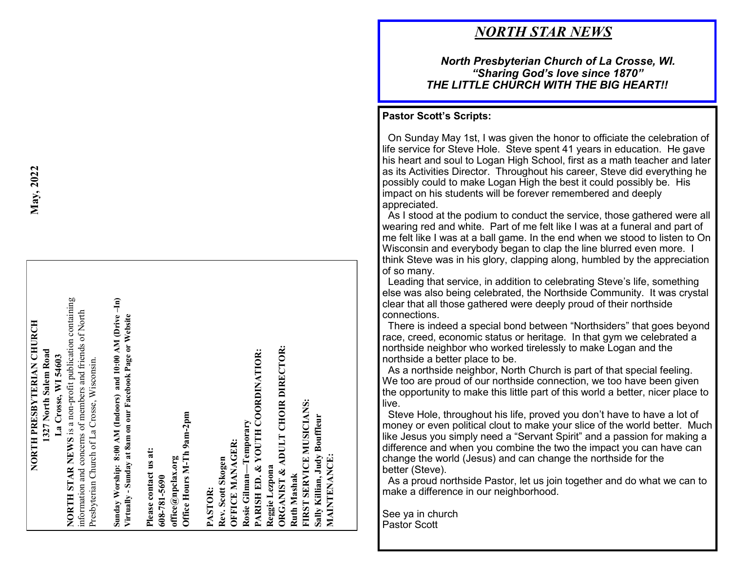May, 2022

**NORTH PRESBYTERIAN CHURCH**
**1327 North Salem Road**
**La Crosse, WI 54603**

**NORTH STAR NEWS** is a non-profit publication containing information and concerns of members and friends of North Presbyterian Church of La Crosse, Wisconsin.

**Sunday Worship: 8:00 AM (Indoors) and 10:00 AM (Drive –In)**
**Virtually - Sunday at 8am on our Facebook Page or Website**

**Please contact us at:**
**608-781-5690**
**office@npclax.org**
**Office Hours M-Th 9am-2pm**

**PASTOR:**
**Rev. Scott Skogen**
**OFFICE MANAGER:**
**Rosie Gilman—Temporary**
**PARISH ED. & YOUTH COORDINATIOR:**
**Reggie Lezpona**
**ORGANIST & ADULT CHOIR DIRECTOR:**
**Ruth Mashak**
**FIRST SERVICE MUSICIANS:**
**Sally Killian, Judy Bouffleur**
**MAINTENANCE:**

# *NORTH STAR NEWS*

***North Presbyterian Church of La Crosse, WI.***
***"Sharing God's love since 1870"***
***THE LITTLE CHURCH WITH THE BIG HEART!!***

**Pastor Scott's Scripts:**

On Sunday May 1st, I was given the honor to officiate the celebration of life service for Steve Hole. Steve spent 41 years in education. He gave his heart and soul to Logan High School, first as a math teacher and later as its Activities Director. Throughout his career, Steve did everything he possibly could to make Logan High the best it could possibly be. His impact on his students will be forever remembered and deeply appreciated.

As I stood at the podium to conduct the service, those gathered were all wearing red and white. Part of me felt like I was at a funeral and part of me felt like I was at a ball game. In the end when we stood to listen to On Wisconsin and everybody began to clap the line blurred even more. I think Steve was in his glory, clapping along, humbled by the appreciation of so many.

Leading that service, in addition to celebrating Steve's life, something else was also being celebrated, the Northside Community. It was crystal clear that all those gathered were deeply proud of their northside connections.

There is indeed a special bond between "Northsiders" that goes beyond race, creed, economic status or heritage. In that gym we celebrated a northside neighbor who worked tirelessly to make Logan and the northside a better place to be.

As a northside neighbor, North Church is part of that special feeling. We too are proud of our northside connection, we too have been given the opportunity to make this little part of this world a better, nicer place to live.

Steve Hole, throughout his life, proved you don't have to have a lot of money or even political clout to make your slice of the world better. Much like Jesus you simply need a "Servant Spirit" and a passion for making a difference and when you combine the two the impact you can have can change the world (Jesus) and can change the northside for the better (Steve).

As a proud northside Pastor, let us join together and do what we can to make a difference in our neighborhood.

See ya in church
Pastor Scott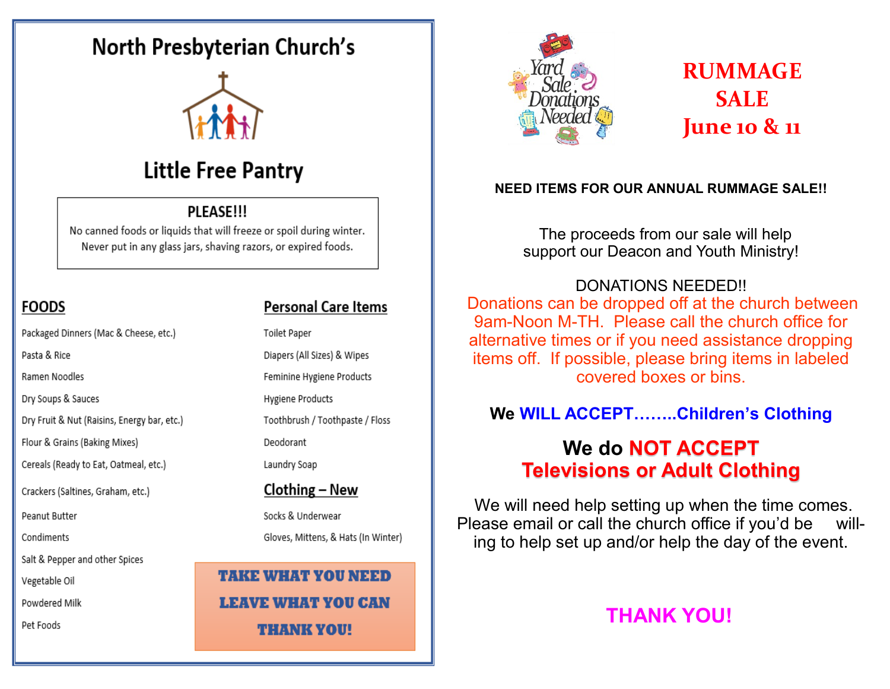# North Presbyterian Church's

## Little Free Pantry

**PLEASE!!!**

No canned foods or liquids that will freeze or spoil during winter.
Never put in any glass jars, shaving razors, or expired foods.

### FOODS

- Packaged Dinners (Mac & Cheese, etc.)
- Pasta & Rice
- Ramen Noodles
- Dry Soups & Sauces
- Dry Fruit & Nut (Raisins, Energy bar, etc.)
- Flour & Grains (Baking Mixes)
- Cereals (Ready to Eat, Oatmeal, etc.)
- Crackers (Saltines, Graham, etc.)
- Peanut Butter
- Condiments
- Salt & Pepper and other Spices
- Vegetable Oil
- Powdered Milk
- Pet Foods

### Personal Care Items

- Toilet Paper
- Diapers (All Sizes) & Wipes
- Feminine Hygiene Products
- Hygiene Products
- Toothbrush / Toothpaste / Floss
- Deodorant
- Laundry Soap

### Clothing – New

- Socks & Underwear
- Gloves, Mittens, & Hats (In Winter)

**TAKE WHAT YOU NEED**
**LEAVE WHAT YOU CAN**
**THANK YOU!**

---

Yard Sale Donations Needed

# RUMMAGE SALE
# June 10 & 11

**NEED ITEMS FOR OUR ANNUAL RUMMAGE SALE!!**

The proceeds from our sale will help support our Deacon and Youth Ministry!

DONATIONS NEEDED!!

Donations can be dropped off at the church between 9am-Noon M-TH. Please call the church office for alternative times or if you need assistance dropping items off. If possible, please bring items in labeled covered boxes or bins.

**We WILL ACCEPT……..Children's Clothing**

**We do NOT ACCEPT Televisions or Adult Clothing**

We will need help setting up when the time comes. Please email or call the church office if you'd be willing to help set up and/or help the day of the event.

**THANK YOU!**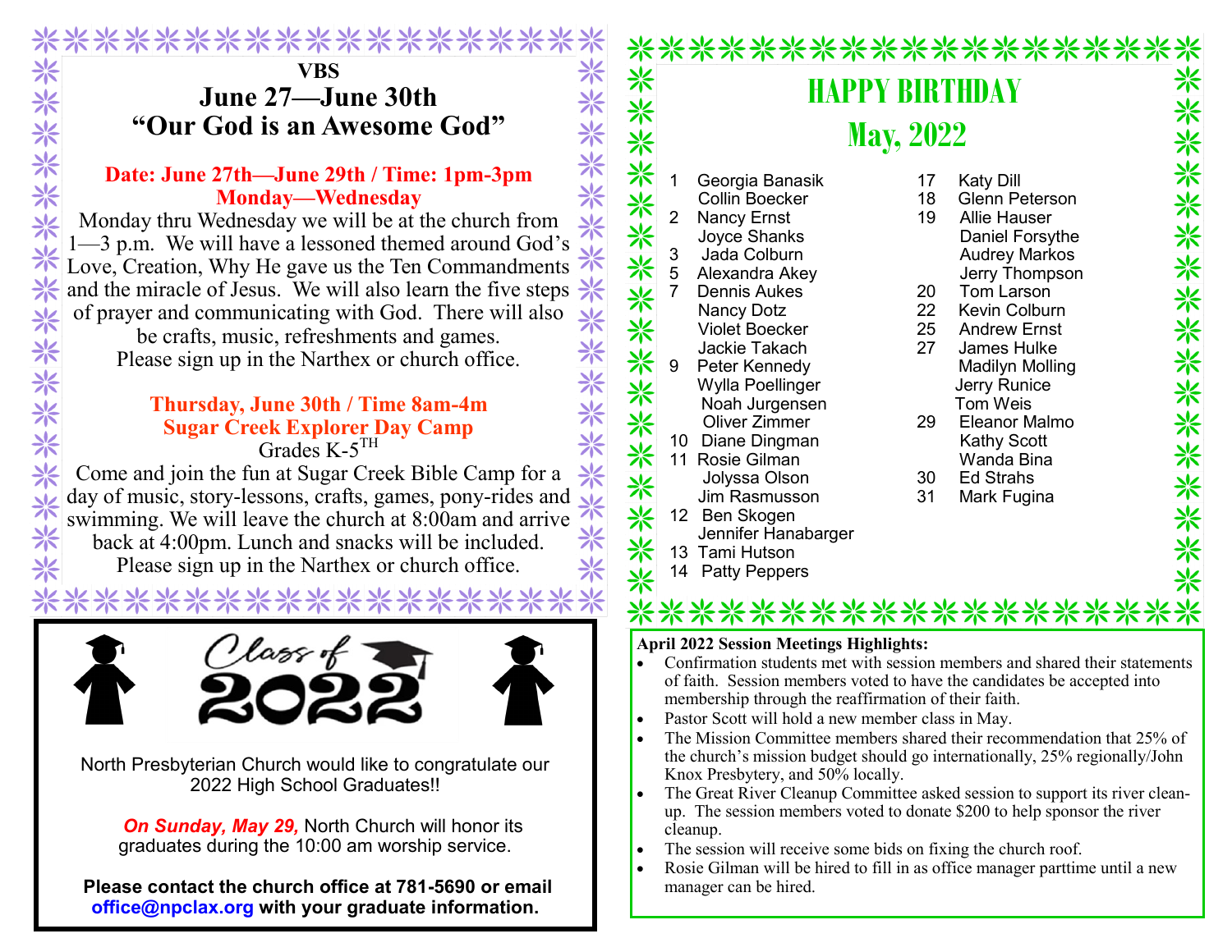## VBS

## June 27—June 30th
## "Our God is an Awesome God"

**Date: June 27th—June 29th / Time: 1pm-3pm**
**Monday—Wednesday**

Monday thru Wednesday we will be at the church from 1—3 p.m. We will have a lessoned themed around God's Love, Creation, Why He gave us the Ten Commandments and the miracle of Jesus. We will also learn the five steps of prayer and communicating with God. There will also be crafts, music, refreshments and games. Please sign up in the Narthex or church office.

**Thursday, June 30th / Time 8am-4m**
**Sugar Creek Explorer Day Camp**
Grades K-5[TH]

Come and join the fun at Sugar Creek Bible Camp for a day of music, story-lessons, crafts, games, pony-rides and swimming. We will leave the church at 8:00am and arrive back at 4:00pm. Lunch and snacks will be included. Please sign up in the Narthex or church office.

Class of 2022

North Presbyterian Church would like to congratulate our 2022 High School Graduates!!

***On Sunday, May 29,*** North Church will honor its graduates during the 10:00 am worship service.

**Please contact the church office at 781-5690 or email office@npclax.org with your graduate information.**

## HAPPY BIRTHDAY
## May, 2022

1 Georgia Banasik
Collin Boecker
2 Nancy Ernst
Joyce Shanks
3 Jada Colburn
5 Alexandra Akey
7 Dennis Aukes
Nancy Dotz
Violet Boecker
Jackie Takach
9 Peter Kennedy
Wylla Poellinger
Noah Jurgensen
Oliver Zimmer
10 Diane Dingman
11 Rosie Gilman
Jolyssa Olson
Jim Rasmusson
12 Ben Skogen
Jennifer Hanabarger
13 Tami Hutson
14 Patty Peppers
17 Katy Dill
18 Glenn Peterson
19 Allie Hauser
Daniel Forsythe
Audrey Markos
Jerry Thompson
20 Tom Larson
22 Kevin Colburn
25 Andrew Ernst
27 James Hulke
Madilyn Molling
Jerry Runice
Tom Weis
29 Eleanor Malmo
Kathy Scott
Wanda Bina
30 Ed Strahs
31 Mark Fugina

**April 2022 Session Meetings Highlights:**

- Confirmation students met with session members and shared their statements of faith. Session members voted to have the candidates be accepted into membership through the reaffirmation of their faith.
- Pastor Scott will hold a new member class in May.
- The Mission Committee members shared their recommendation that 25% of the church's mission budget should go internationally, 25% regionally/John Knox Presbytery, and 50% locally.
- The Great River Cleanup Committee asked session to support its river clean-up. The session members voted to donate $200 to help sponsor the river cleanup.
- The session will receive some bids on fixing the church roof.
- Rosie Gilman will be hired to fill in as office manager parttime until a new manager can be hired.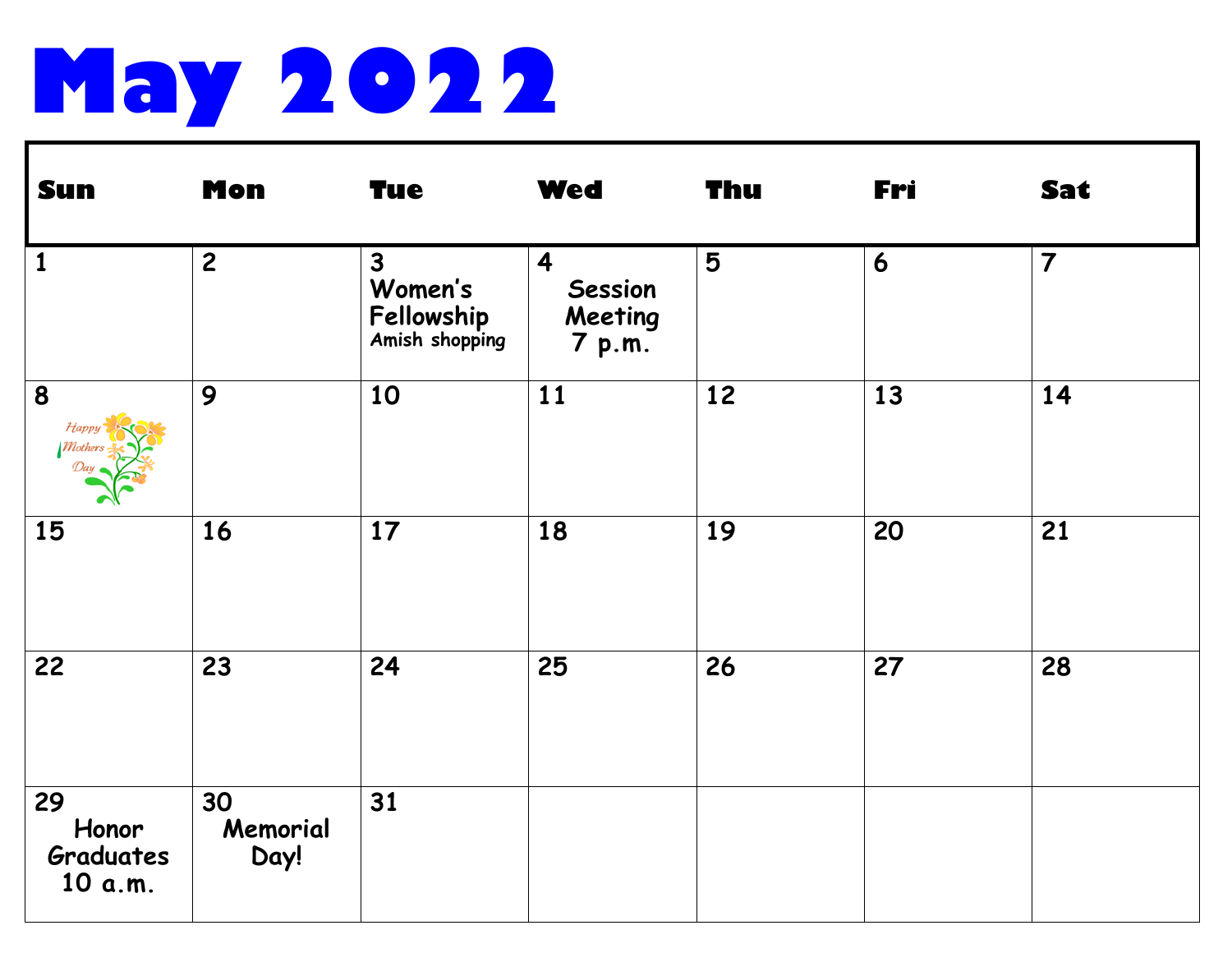# May 2022

| Sun | Mon | Tue | Wed | Thu | Fri | Sat |
|---|---|---|---|---|---|---|
| 1 | 2 | 3 Women's Fellowship Amish shopping | 4 Session Meeting 7 p.m. | 5 | 6 | 7 |
| 8 Happy Mothers Day | 9 | 10 | 11 | 12 | 13 | 14 |
| 15 | 16 | 17 | 18 | 19 | 20 | 21 |
| 22 | 23 | 24 | 25 | 26 | 27 | 28 |
| 29 Honor Graduates 10 a.m. | 30 Memorial Day! | 31 | | | | |